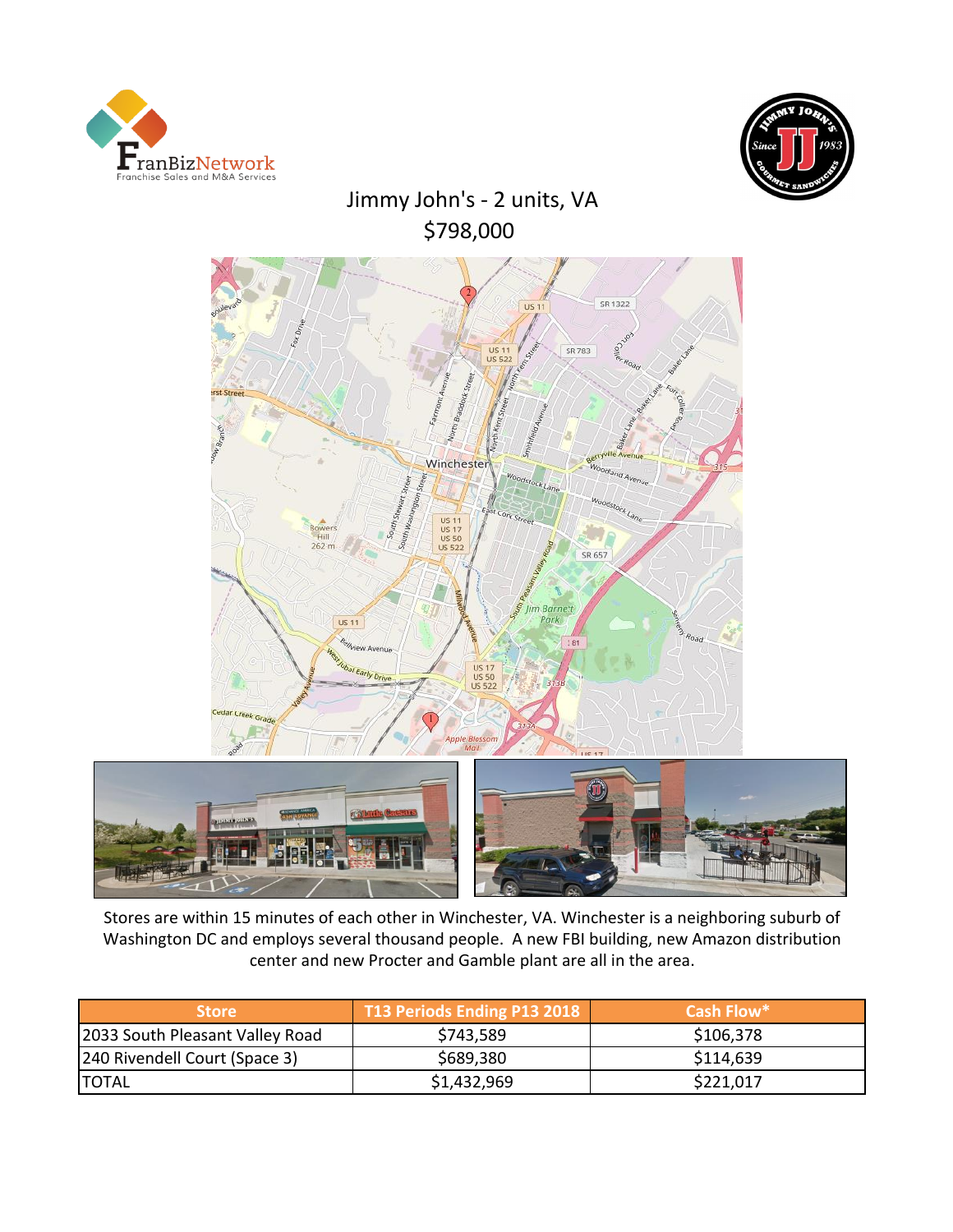# Jimmy John's - 2 units, VA

## $798,000

Stores are within 15 minutes of each other in Winchester, VA. Winchester is a neighboring suburb of Washington DC and employs several thousand people. A new FBI building, new Amazon distribution center and new Procter and Gamble plant are all in the area.

| Store | T13 Periods Ending P13 2018 | Cash Flow* |
|---|---|---|
| 2033 South Pleasant Valley Road | $743,589 | $106,378 |
| 240 Rivendell Court (Space 3) | $689,380 | $114,639 |
| TOTAL | $1,432,969 | $221,017 |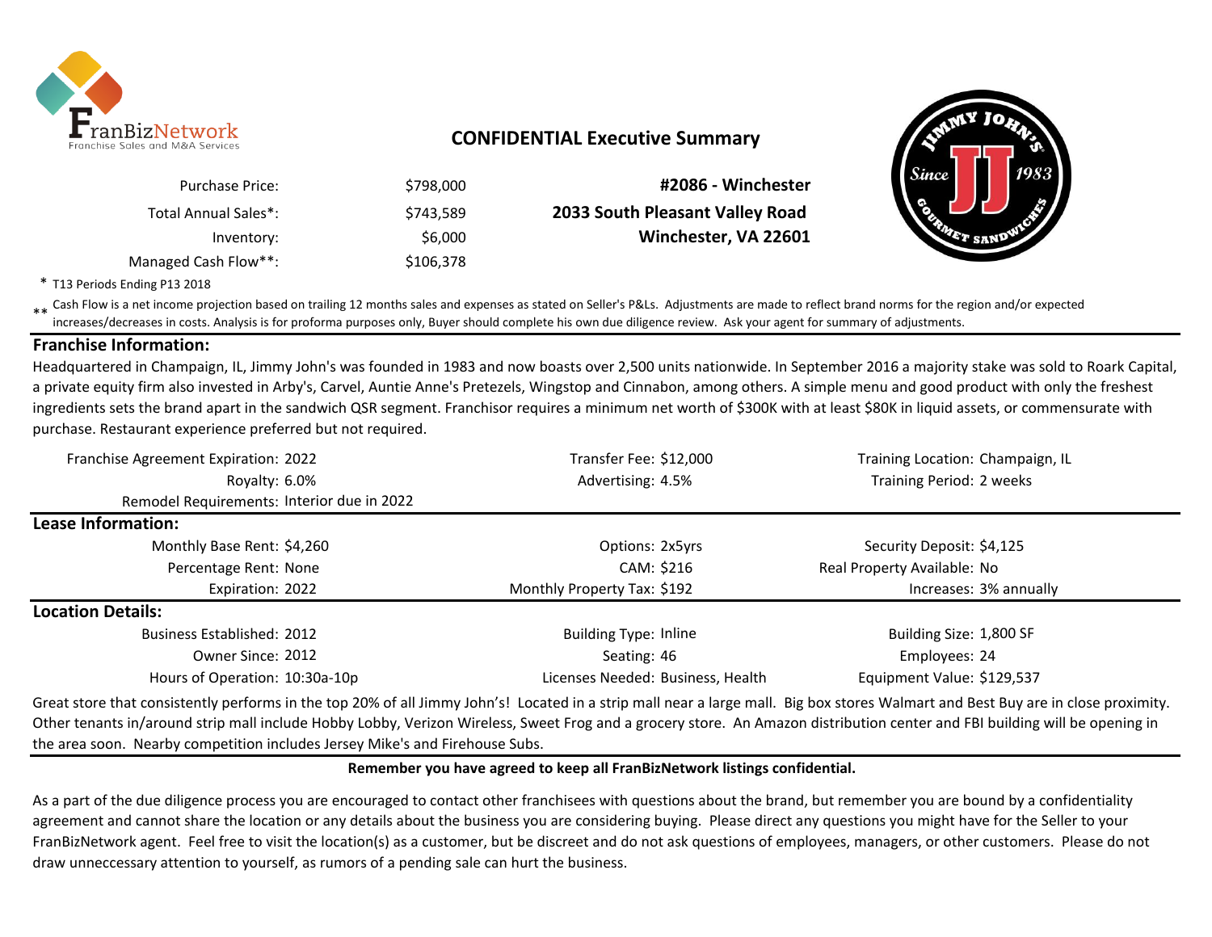## CONFIDENTIAL Executive Summary

| | |
|---|---|
| Purchase Price: | $798,000 |
| Total Annual Sales*: | $743,589 |
| Inventory: | $6,000 |
| Managed Cash Flow**: | $106,378 |

**#2086 - Winchester**
**2033 South Pleasant Valley Road**
**Winchester, VA 22601**

\* T13 Periods Ending P13 2018

\** Cash Flow is a net income projection based on trailing 12 months sales and expenses as stated on Seller's P&Ls. Adjustments are made to reflect brand norms for the region and/or expected increases/decreases in costs. Analysis is for proforma purposes only, Buyer should complete his own due diligence review. Ask your agent for summary of adjustments.

### Franchise Information:

Headquartered in Champaign, IL, Jimmy John's was founded in 1983 and now boasts over 2,500 units nationwide. In September 2016 a majority stake was sold to Roark Capital, a private equity firm also invested in Arby's, Carvel, Auntie Anne's Pretezels, Wingstop and Cinnabon, among others. A simple menu and good product with only the freshest ingredients sets the brand apart in the sandwich QSR segment. Franchisor requires a minimum net worth of $300K with at least $80K in liquid assets, or commensurate with purchase. Restaurant experience preferred but not required.

| | | | | | |
|---|---|---|---|---|---|
| Franchise Agreement Expiration: | 2022 | Transfer Fee: | $12,000 | Training Location: | Champaign, IL |
| Royalty: | 6.0% | Advertising: | 4.5% | Training Period: | 2 weeks |
| Remodel Requirements: | Interior due in 2022 | | | | |

### Lease Information:

| | | | | | |
|---|---|---|---|---|---|
| Monthly Base Rent: | $4,260 | Options: | 2x5yrs | Security Deposit: | $4,125 |
| Percentage Rent: | None | CAM: | $216 | Real Property Available: | No |
| Expiration: | 2022 | Monthly Property Tax: | $192 | Increases: | 3% annually |

### Location Details:

| | | | | | |
|---|---|---|---|---|---|
| Business Established: | 2012 | Building Type: | Inline | Building Size: | 1,800 SF |
| Owner Since: | 2012 | Seating: | 46 | Employees: | 24 |
| Hours of Operation: | 10:30a-10p | Licenses Needed: | Business, Health | Equipment Value: | $129,537 |

Great store that consistently performs in the top 20% of all Jimmy John's! Located in a strip mall near a large mall. Big box stores Walmart and Best Buy are in close proximity. Other tenants in/around strip mall include Hobby Lobby, Verizon Wireless, Sweet Frog and a grocery store. An Amazon distribution center and FBI building will be opening in the area soon. Nearby competition includes Jersey Mike's and Firehouse Subs.

**Remember you have agreed to keep all FranBizNetwork listings confidential.**

As a part of the due diligence process you are encouraged to contact other franchisees with questions about the brand, but remember you are bound by a confidentiality agreement and cannot share the location or any details about the business you are considering buying. Please direct any questions you might have for the Seller to your FranBizNetwork agent. Feel free to visit the location(s) as a customer, but be discreet and do not ask questions of employees, managers, or other customers. Please do not draw unneccessary attention to yourself, as rumors of a pending sale can hurt the business.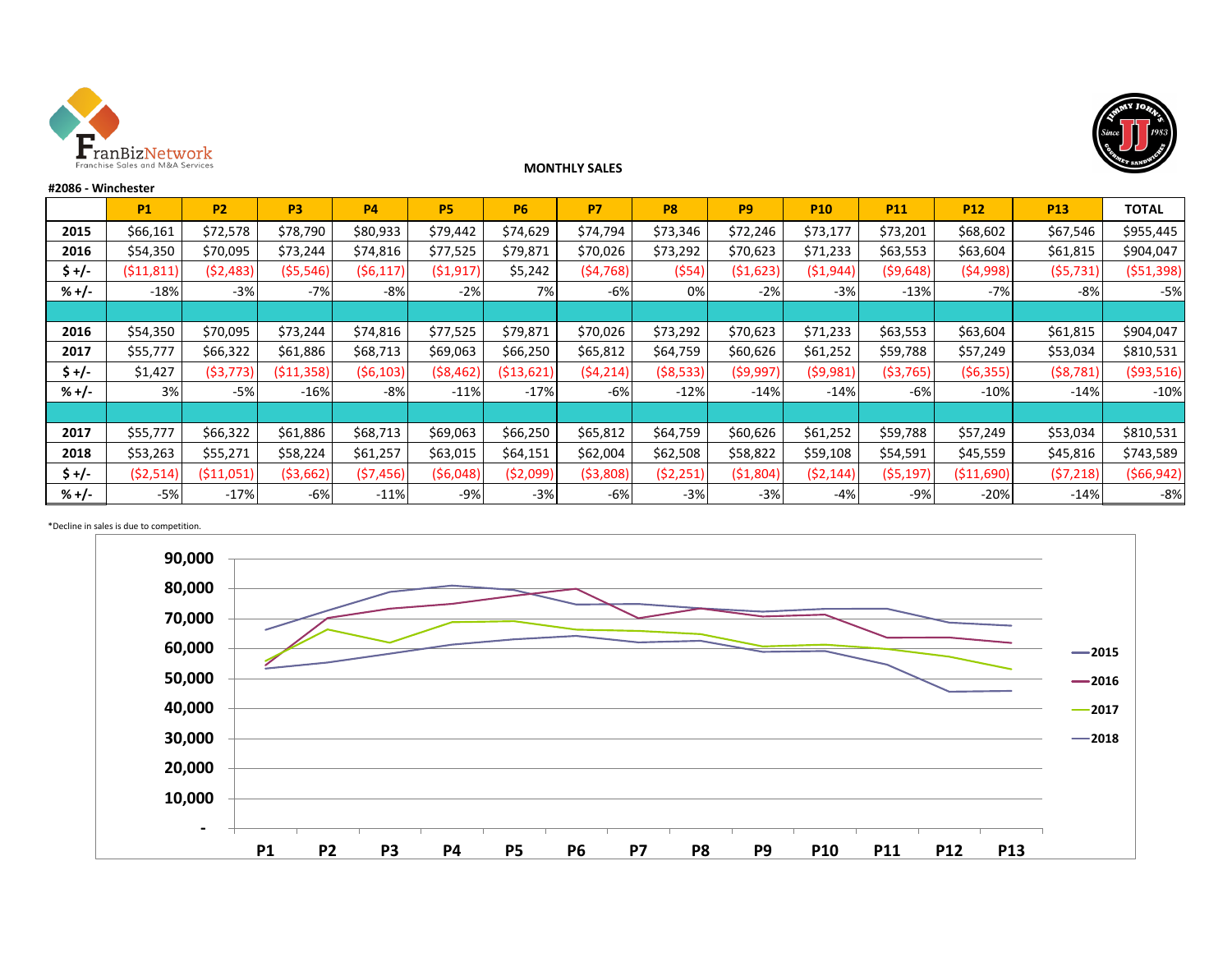**MONTHLY SALES**

**#2086 - Winchester**

| | P1 | P2 | P3 | P4 | P5 | P6 | P7 | P8 | P9 | P10 | P11 | P12 | P13 | TOTAL |
|---|---|---|---|---|---|---|---|---|---|---|---|---|---|---|
| **2015** | $66,161 | $72,578 | $78,790 | $80,933 | $79,442 | $74,629 | $74,794 | $73,346 | $72,246 | $73,177 | $73,201 | $68,602 | $67,546 | $955,445 |
| **2016** | $54,350 | $70,095 | $73,244 | $74,816 | $77,525 | $79,871 | $70,026 | $73,292 | $70,623 | $71,233 | $63,553 | $63,604 | $61,815 | $904,047 |
| **$ +/-** | ($11,811) | ($2,483) | ($5,546) | ($6,117) | ($1,917) | $5,242 | ($4,768) | ($54) | ($1,623) | ($1,944) | ($9,648) | ($4,998) | ($5,731) | ($51,398) |
| **% +/-** | -18% | -3% | -7% | -8% | -2% | 7% | -6% | 0% | -2% | -3% | -13% | -7% | -8% | -5% |
| | | | | | | | | | | | | | | |
| **2016** | $54,350 | $70,095 | $73,244 | $74,816 | $77,525 | $79,871 | $70,026 | $73,292 | $70,623 | $71,233 | $63,553 | $63,604 | $61,815 | $904,047 |
| **2017** | $55,777 | $66,322 | $61,886 | $68,713 | $69,063 | $66,250 | $65,812 | $64,759 | $60,626 | $61,252 | $59,788 | $57,249 | $53,034 | $810,531 |
| **$ +/-** | $1,427 | ($3,773) | ($11,358) | ($6,103) | ($8,462) | ($13,621) | ($4,214) | ($8,533) | ($9,997) | ($9,981) | ($3,765) | ($6,355) | ($8,781) | ($93,516) |
| **% +/-** | 3% | -5% | -16% | -8% | -11% | -17% | -6% | -12% | -14% | -14% | -6% | -10% | -14% | -10% |
| | | | | | | | | | | | | | | |
| **2017** | $55,777 | $66,322 | $61,886 | $68,713 | $69,063 | $66,250 | $65,812 | $64,759 | $60,626 | $61,252 | $59,788 | $57,249 | $53,034 | $810,531 |
| **2018** | $53,263 | $55,271 | $58,224 | $61,257 | $63,015 | $64,151 | $62,004 | $62,508 | $58,822 | $59,108 | $54,591 | $45,559 | $45,816 | $743,589 |
| **$ +/-** | ($2,514) | ($11,051) | ($3,662) | ($7,456) | ($6,048) | ($2,099) | ($3,808) | ($2,251) | ($1,804) | ($2,144) | ($5,197) | ($11,690) | ($7,218) | ($66,942) |
| **% +/-** | -5% | -17% | -6% | -11% | -9% | -3% | -6% | -3% | -3% | -4% | -9% | -20% | -14% | -8% |

*Decline in sales is due to competition.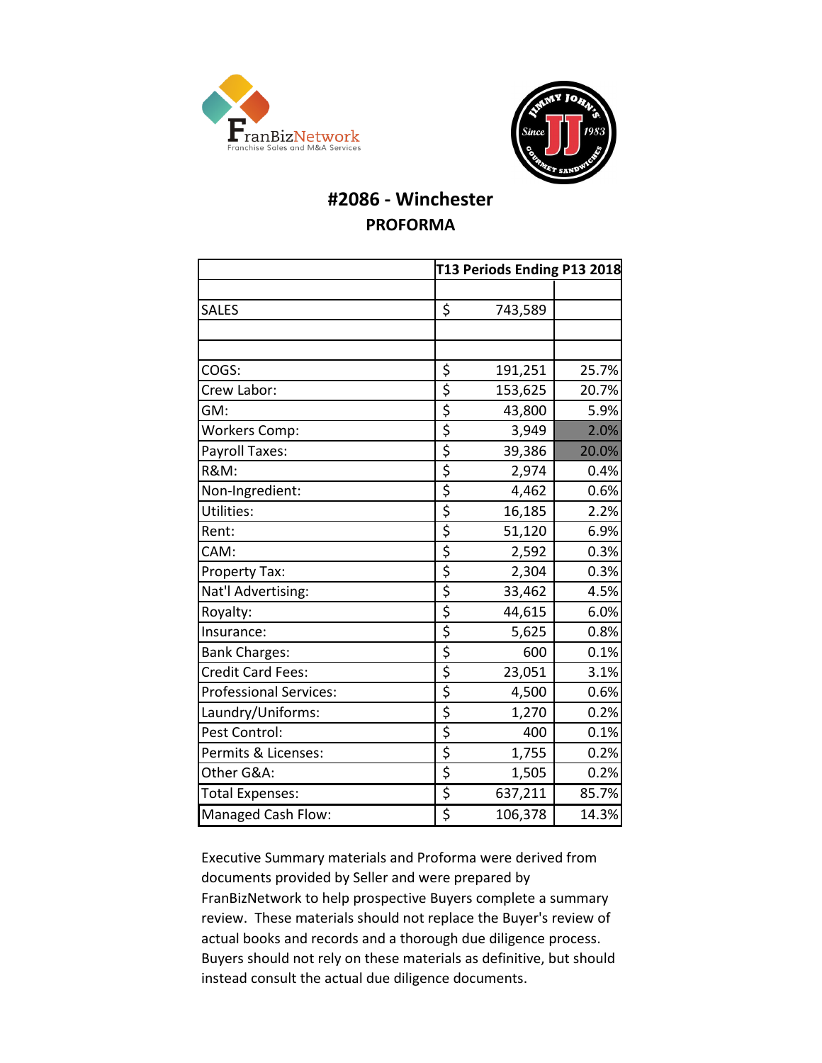# #2086 - Winchester

## PROFORMA

| | T13 Periods Ending P13 2018 | |
|---|---|---|
| | | |
| SALES | $ 743,589 | |
| | | |
| | | |
| COGS: | $ 191,251 | 25.7% |
| Crew Labor: | $ 153,625 | 20.7% |
| GM: | $ 43,800 | 5.9% |
| Workers Comp: | $ 3,949 | 2.0% |
| Payroll Taxes: | $ 39,386 | 20.0% |
| R&M: | $ 2,974 | 0.4% |
| Non-Ingredient: | $ 4,462 | 0.6% |
| Utilities: | $ 16,185 | 2.2% |
| Rent: | $ 51,120 | 6.9% |
| CAM: | $ 2,592 | 0.3% |
| Property Tax: | $ 2,304 | 0.3% |
| Nat'l Advertising: | $ 33,462 | 4.5% |
| Royalty: | $ 44,615 | 6.0% |
| Insurance: | $ 5,625 | 0.8% |
| Bank Charges: | $ 600 | 0.1% |
| Credit Card Fees: | $ 23,051 | 3.1% |
| Professional Services: | $ 4,500 | 0.6% |
| Laundry/Uniforms: | $ 1,270 | 0.2% |
| Pest Control: | $ 400 | 0.1% |
| Permits & Licenses: | $ 1,755 | 0.2% |
| Other G&A: | $ 1,505 | 0.2% |
| Total Expenses: | $ 637,211 | 85.7% |
| Managed Cash Flow: | $ 106,378 | 14.3% |

Executive Summary materials and Proforma were derived from documents provided by Seller and were prepared by FranBizNetwork to help prospective Buyers complete a summary review. These materials should not replace the Buyer's review of actual books and records and a thorough due diligence process. Buyers should not rely on these materials as definitive, but should instead consult the actual due diligence documents.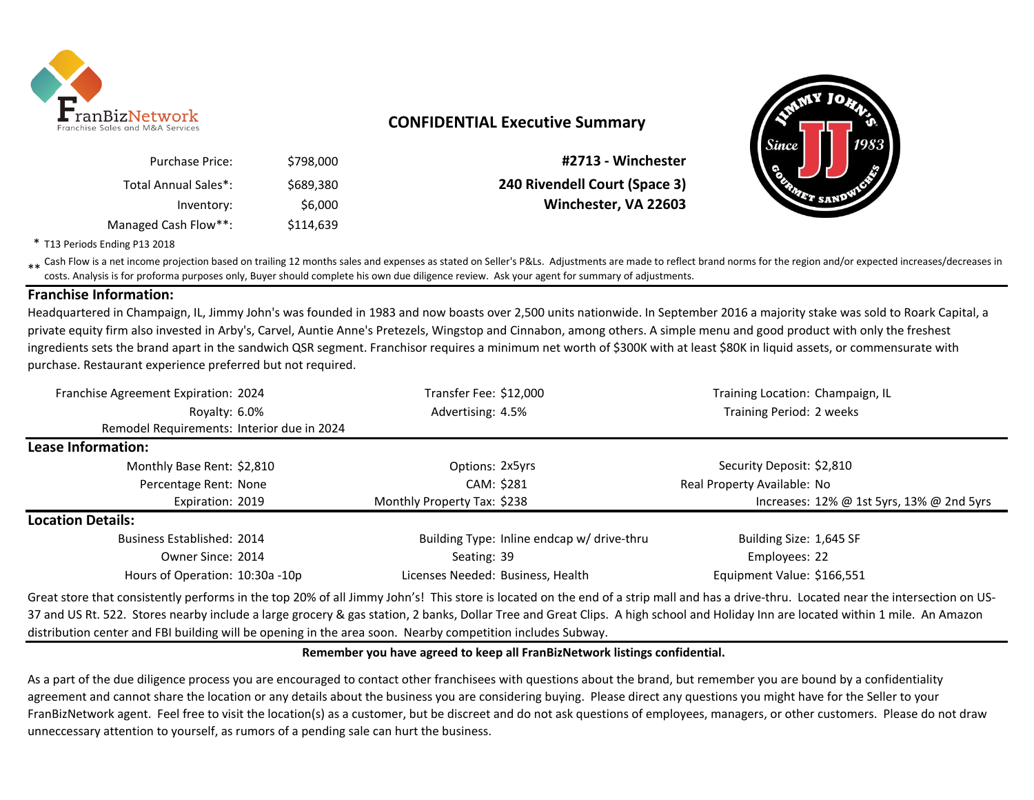FranBizNetwork
Franchise Sales and M&A Services

## CONFIDENTIAL Executive Summary

| | |
|---|---|
| Purchase Price: | $798,000 |
| Total Annual Sales*: | $689,380 |
| Inventory: | $6,000 |
| Managed Cash Flow**: | $114,639 |

**#2713 - Winchester**
**240 Rivendell Court (Space 3)**
**Winchester, VA 22603**

\* T13 Periods Ending P13 2018

\*\* Cash Flow is a net income projection based on trailing 12 months sales and expenses as stated on Seller's P&Ls. Adjustments are made to reflect brand norms for the region and/or expected increases/decreases in costs. Analysis is for proforma purposes only, Buyer should complete his own due diligence review. Ask your agent for summary of adjustments.

### Franchise Information:

Headquartered in Champaign, IL, Jimmy John's was founded in 1983 and now boasts over 2,500 units nationwide. In September 2016 a majority stake was sold to Roark Capital, a private equity firm also invested in Arby's, Carvel, Auntie Anne's Pretezels, Wingstop and Cinnabon, among others. A simple menu and good product with only the freshest ingredients sets the brand apart in the sandwich QSR segment. Franchisor requires a minimum net worth of $300K with at least $80K in liquid assets, or commensurate with purchase. Restaurant experience preferred but not required.

| | | | | | |
|---|---|---|---|---|---|
| Franchise Agreement Expiration: | 2024 | Transfer Fee: | $12,000 | Training Location: | Champaign, IL |
| Royalty: | 6.0% | Advertising: | 4.5% | Training Period: | 2 weeks |
| Remodel Requirements: | Interior due in 2024 | | | | |

### Lease Information:

| | | | | | |
|---|---|---|---|---|---|
| Monthly Base Rent: | $2,810 | Options: | 2x5yrs | Security Deposit: | $2,810 |
| Percentage Rent: | None | CAM: | $281 | Real Property Available: | No |
| Expiration: | 2019 | Monthly Property Tax: | $238 | Increases: | 12% @ 1st 5yrs, 13% @ 2nd 5yrs |

### Location Details:

| | | | | | |
|---|---|---|---|---|---|
| Business Established: | 2014 | Building Type: | Inline endcap w/ drive-thru | Building Size: | 1,645 SF |
| Owner Since: | 2014 | Seating: | 39 | Employees: | 22 |
| Hours of Operation: | 10:30a -10p | Licenses Needed: | Business, Health | Equipment Value: | $166,551 |

Great store that consistently performs in the top 20% of all Jimmy John's! This store is located on the end of a strip mall and has a drive-thru. Located near the intersection on US-37 and US Rt. 522. Stores nearby include a large grocery & gas station, 2 banks, Dollar Tree and Great Clips. A high school and Holiday Inn are located within 1 mile. An Amazon distribution center and FBI building will be opening in the area soon. Nearby competition includes Subway.

**Remember you have agreed to keep all FranBizNetwork listings confidential.**

As a part of the due diligence process you are encouraged to contact other franchisees with questions about the brand, but remember you are bound by a confidentiality agreement and cannot share the location or any details about the business you are considering buying. Please direct any questions you might have for the Seller to your FranBizNetwork agent. Feel free to visit the location(s) as a customer, but be discreet and do not ask questions of employees, managers, or other customers. Please do not draw unneccessary attention to yourself, as rumors of a pending sale can hurt the business.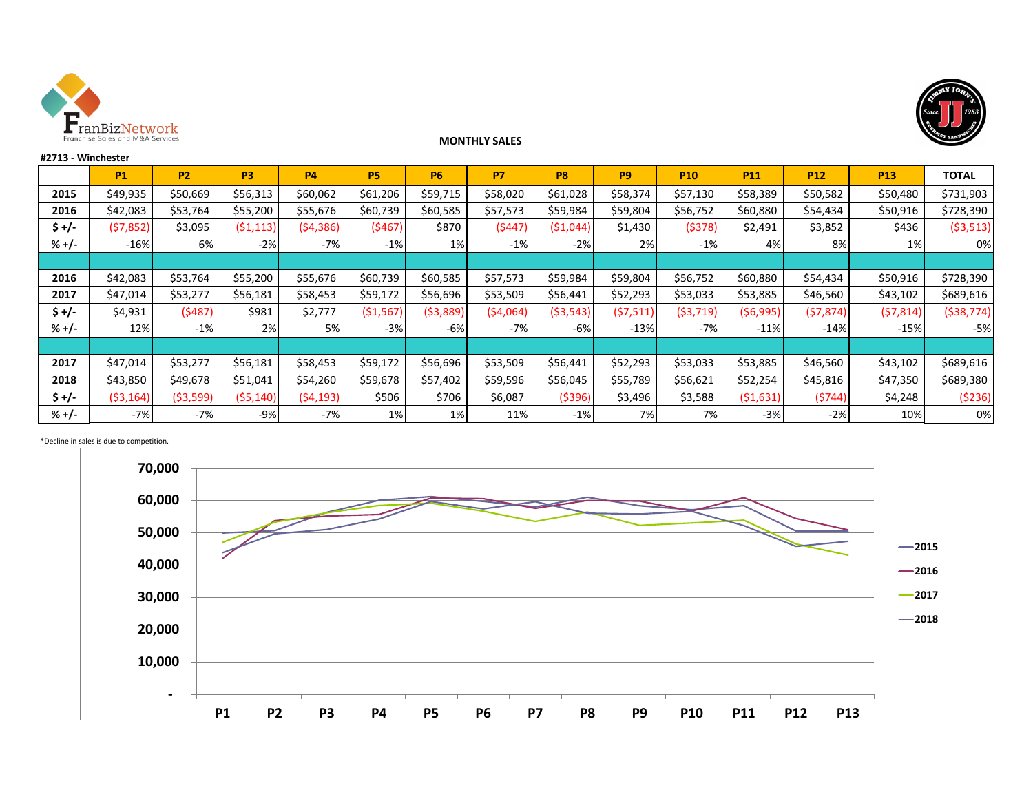**MONTHLY SALES**

**#2713 - Winchester**

| | P1 | P2 | P3 | P4 | P5 | P6 | P7 | P8 | P9 | P10 | P11 | P12 | P13 | TOTAL |
|---|---|---|---|---|---|---|---|---|---|---|---|---|---|---|
| **2015** | $49,935 | $50,669 | $56,313 | $60,062 | $61,206 | $59,715 | $58,020 | $61,028 | $58,374 | $57,130 | $58,389 | $50,582 | $50,480 | $731,903 |
| **2016** | $42,083 | $53,764 | $55,200 | $55,676 | $60,739 | $60,585 | $57,573 | $59,984 | $59,804 | $56,752 | $60,880 | $54,434 | $50,916 | $728,390 |
| **$ +/-** | ($7,852) | $3,095 | ($1,113) | ($4,386) | ($467) | $870 | ($447) | ($1,044) | $1,430 | ($378) | $2,491 | $3,852 | $436 | ($3,513) |
| **% +/-** | -16% | 6% | -2% | -7% | -1% | 1% | -1% | -2% | 2% | -1% | 4% | 8% | 1% | 0% |
| | | | | | | | | | | | | | | |
| **2016** | $42,083 | $53,764 | $55,200 | $55,676 | $60,739 | $60,585 | $57,573 | $59,984 | $59,804 | $56,752 | $60,880 | $54,434 | $50,916 | $728,390 |
| **2017** | $47,014 | $53,277 | $56,181 | $58,453 | $59,172 | $56,696 | $53,509 | $56,441 | $52,293 | $53,033 | $53,885 | $46,560 | $43,102 | $689,616 |
| **$ +/-** | $4,931 | ($487) | $981 | $2,777 | ($1,567) | ($3,889) | ($4,064) | ($3,543) | ($7,511) | ($3,719) | ($6,995) | ($7,874) | ($7,814) | ($38,774) |
| **% +/-** | 12% | -1% | 2% | 5% | -3% | -6% | -7% | -6% | -13% | -7% | -11% | -14% | -15% | -5% |
| | | | | | | | | | | | | | | |
| **2017** | $47,014 | $53,277 | $56,181 | $58,453 | $59,172 | $56,696 | $53,509 | $56,441 | $52,293 | $53,033 | $53,885 | $46,560 | $43,102 | $689,616 |
| **2018** | $43,850 | $49,678 | $51,041 | $54,260 | $59,678 | $57,402 | $59,596 | $56,045 | $55,789 | $56,621 | $52,254 | $45,816 | $47,350 | $689,380 |
| **$ +/-** | ($3,164) | ($3,599) | ($5,140) | ($4,193) | $506 | $706 | $6,087 | ($396) | $3,496 | $3,588 | ($1,631) | ($744) | $4,248 | ($236) |
| **% +/-** | -7% | -7% | -9% | -7% | 1% | 1% | 11% | -1% | 7% | 7% | -3% | -2% | 10% | 0% |

*Decline in sales is due to competition.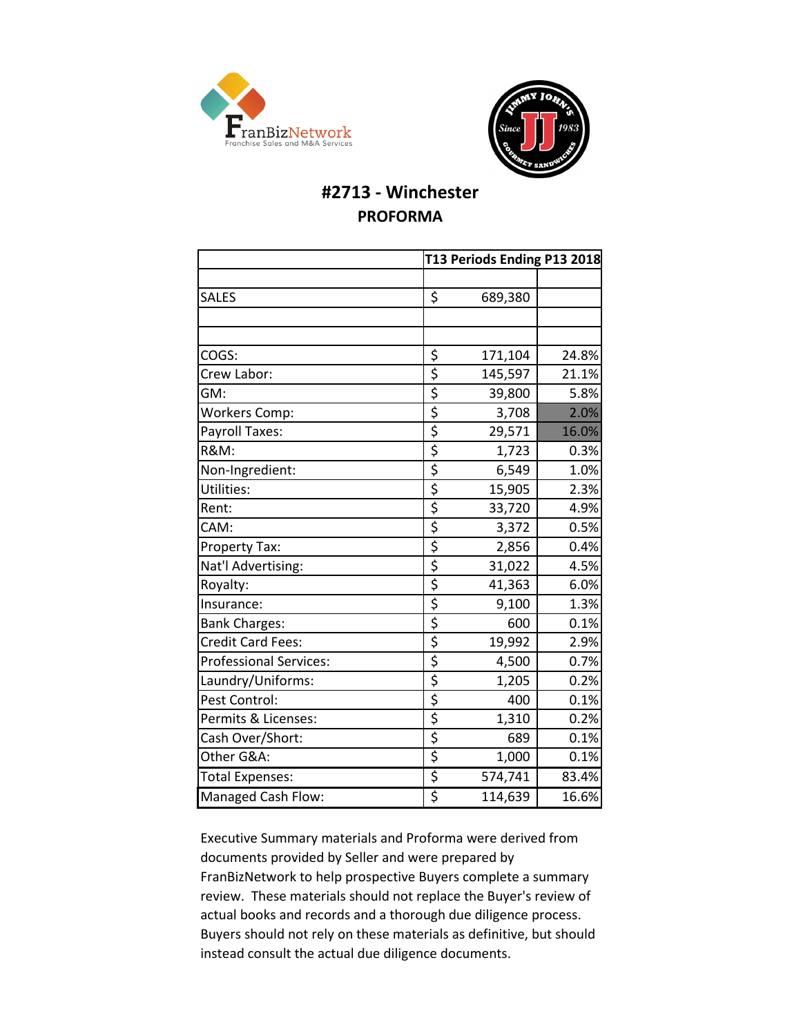# #2713 - Winchester

## PROFORMA

| | T13 Periods Ending P13 2018 | |
|---|---|---|
| | | |
| SALES | $ 689,380 | |
| | | |
| | | |
| COGS: | $ 171,104 | 24.8% |
| Crew Labor: | $ 145,597 | 21.1% |
| GM: | $ 39,800 | 5.8% |
| Workers Comp: | $ 3,708 | 2.0% |
| Payroll Taxes: | $ 29,571 | 16.0% |
| R&M: | $ 1,723 | 0.3% |
| Non-Ingredient: | $ 6,549 | 1.0% |
| Utilities: | $ 15,905 | 2.3% |
| Rent: | $ 33,720 | 4.9% |
| CAM: | $ 3,372 | 0.5% |
| Property Tax: | $ 2,856 | 0.4% |
| Nat'l Advertising: | $ 31,022 | 4.5% |
| Royalty: | $ 41,363 | 6.0% |
| Insurance: | $ 9,100 | 1.3% |
| Bank Charges: | $ 600 | 0.1% |
| Credit Card Fees: | $ 19,992 | 2.9% |
| Professional Services: | $ 4,500 | 0.7% |
| Laundry/Uniforms: | $ 1,205 | 0.2% |
| Pest Control: | $ 400 | 0.1% |
| Permits & Licenses: | $ 1,310 | 0.2% |
| Cash Over/Short: | $ 689 | 0.1% |
| Other G&A: | $ 1,000 | 0.1% |
| Total Expenses: | $ 574,741 | 83.4% |
| Managed Cash Flow: | $ 114,639 | 16.6% |

Executive Summary materials and Proforma were derived from documents provided by Seller and were prepared by FranBizNetwork to help prospective Buyers complete a summary review. These materials should not replace the Buyer's review of actual books and records and a thorough due diligence process. Buyers should not rely on these materials as definitive, but should instead consult the actual due diligence documents.